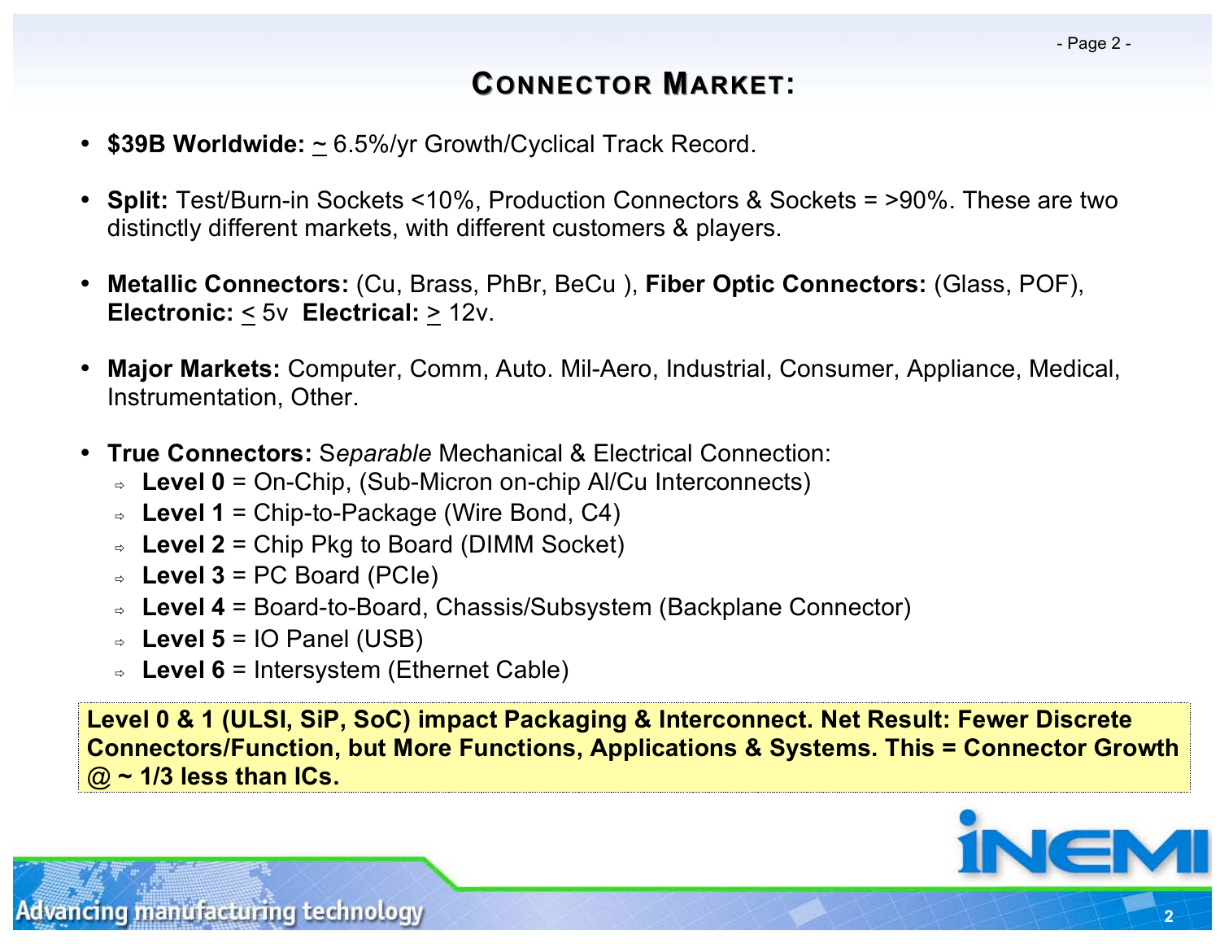# Connector Market:

- **$39B Worldwide:** ~ 6.5%/yr Growth/Cyclical Track Record.
- **Split:** Test/Burn-in Sockets <10%, Production Connectors & Sockets = >90%. These are two distinctly different markets, with different customers & players.
- **Metallic Connectors:** (Cu, Brass, PhBr, BeCu ), **Fiber Optic Connectors:** (Glass, POF), **Electronic:** $\leq$ 5v **Electrical:** $\geq$ 12v.
- **Major Markets:** Computer, Comm, Auto. Mil-Aero, Industrial, Consumer, Appliance, Medical, Instrumentation, Other.
- **True Connectors:** *Separable* Mechanical & Electrical Connection:
  - **Level 0** = On-Chip, (Sub-Micron on-chip Al/Cu Interconnects)
  - **Level 1** = Chip-to-Package (Wire Bond, C4)
  - **Level 2** = Chip Pkg to Board (DIMM Socket)
  - **Level 3** = PC Board (PCIe)
  - **Level 4** = Board-to-Board, Chassis/Subsystem (Backplane Connector)
  - **Level 5** = IO Panel (USB)
  - **Level 6** = Intersystem (Ethernet Cable)

**Level 0 & 1 (ULSI, SiP, SoC) impact Packaging & Interconnect. Net Result: Fewer Discrete Connectors/Function, but More Functions, Applications & Systems. This = Connector Growth @ ~ 1/3 less than ICs.**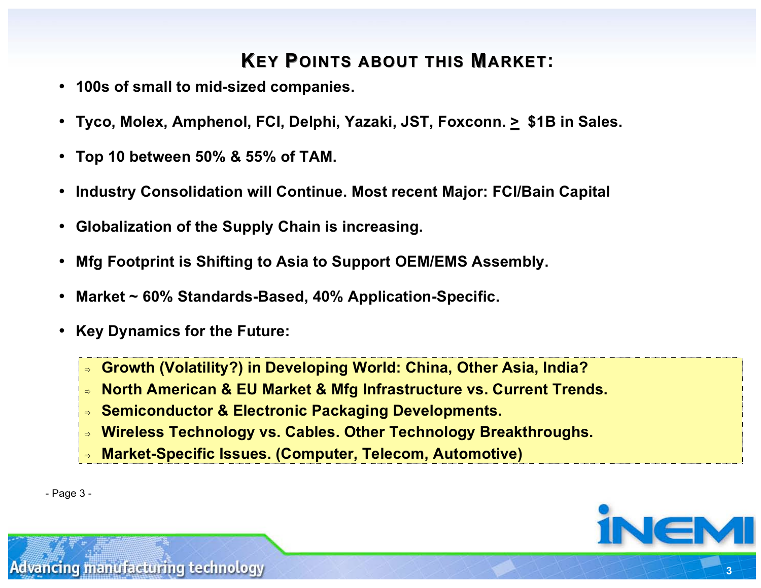## KEY POINTS ABOUT THIS MARKET:

- 100s of small to mid-sized companies.
- Tyco, Molex, Amphenol, FCI, Delphi, Yazaki, JST, Foxconn. ≥ $1B in Sales.
- Top 10 between 50% & 55% of TAM.
- Industry Consolidation will Continue. Most recent Major: FCI/Bain Capital
- Globalization of the Supply Chain is increasing.
- Mfg Footprint is Shifting to Asia to Support OEM/EMS Assembly.
- Market ~ 60% Standards-Based, 40% Application-Specific.
- Key Dynamics for the Future:
  - Growth (Volatility?) in Developing World: China, Other Asia, India?
  - North American & EU Market & Mfg Infrastructure vs. Current Trends.
  - Semiconductor & Electronic Packaging Developments.
  - Wireless Technology vs. Cables. Other Technology Breakthroughs.
  - Market-Specific Issues. (Computer, Telecom, Automotive)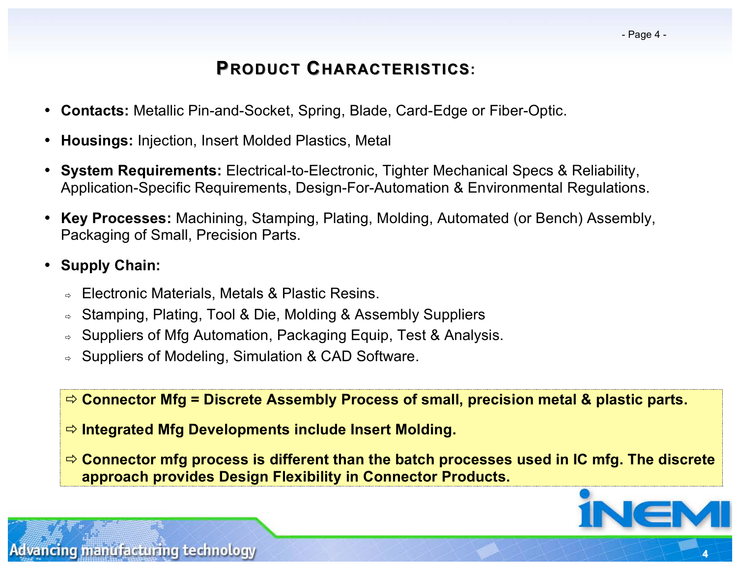# Product Characteristics:

- **Contacts:** Metallic Pin-and-Socket, Spring, Blade, Card-Edge or Fiber-Optic.
- **Housings:** Injection, Insert Molded Plastics, Metal
- **System Requirements:** Electrical-to-Electronic, Tighter Mechanical Specs & Reliability, Application-Specific Requirements, Design-For-Automation & Environmental Regulations.
- **Key Processes:** Machining, Stamping, Plating, Molding, Automated (or Bench) Assembly, Packaging of Small, Precision Parts.
- **Supply Chain:**
  - ⇨ Electronic Materials, Metals & Plastic Resins.
  - ⇨ Stamping, Plating, Tool & Die, Molding & Assembly Suppliers
  - ⇨ Suppliers of Mfg Automation, Packaging Equip, Test & Analysis.
  - ⇨ Suppliers of Modeling, Simulation & CAD Software.

⇨ **Connector Mfg = Discrete Assembly Process of small, precision metal & plastic parts.**

⇨ **Integrated Mfg Developments include Insert Molding.**

⇨ **Connector mfg process is different than the batch processes used in IC mfg. The discrete approach provides Design Flexibility in Connector Products.**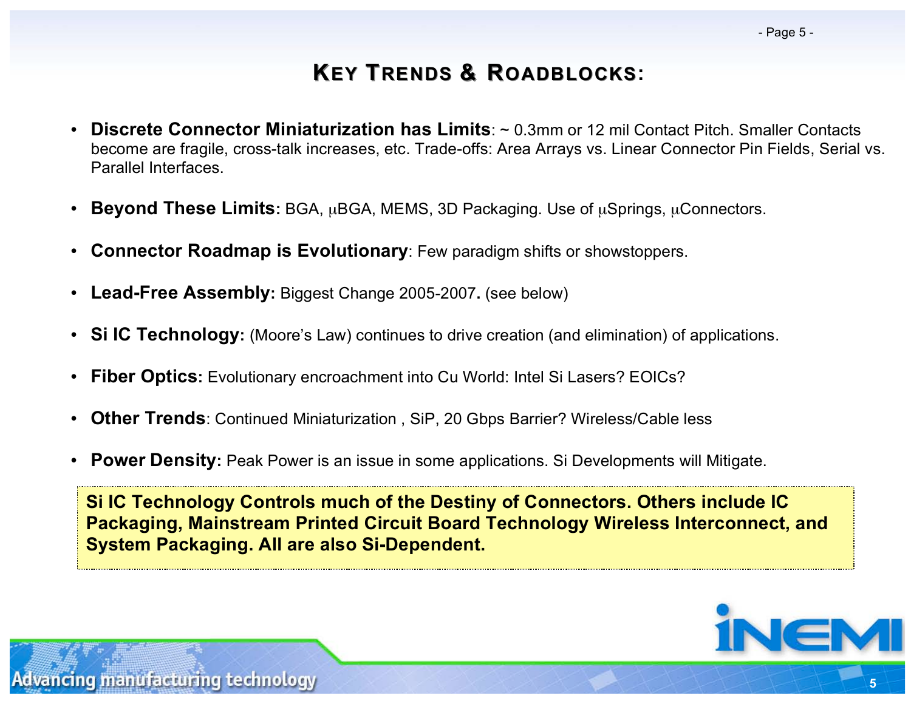# KEY TRENDS & ROADBLOCKS:

- **Discrete Connector Miniaturization has Limits**: ~ 0.3mm or 12 mil Contact Pitch. Smaller Contacts become are fragile, cross-talk increases, etc. Trade-offs: Area Arrays vs. Linear Connector Pin Fields, Serial vs. Parallel Interfaces.
- **Beyond These Limits:** BGA, μBGA, MEMS, 3D Packaging. Use of μSprings, μConnectors.
- **Connector Roadmap is Evolutionary**: Few paradigm shifts or showstoppers.
- **Lead-Free Assembly:** Biggest Change 2005-2007**.** (see below)
- **Si IC Technology:** (Moore's Law) continues to drive creation (and elimination) of applications.
- **Fiber Optics:** Evolutionary encroachment into Cu World: Intel Si Lasers? EOICs?
- **Other Trends**: Continued Miniaturization , SiP, 20 Gbps Barrier? Wireless/Cable less
- **Power Density:** Peak Power is an issue in some applications. Si Developments will Mitigate.

**Si IC Technology Controls much of the Destiny of Connectors. Others include IC Packaging, Mainstream Printed Circuit Board Technology Wireless Interconnect, and System Packaging. All are also Si-Dependent.**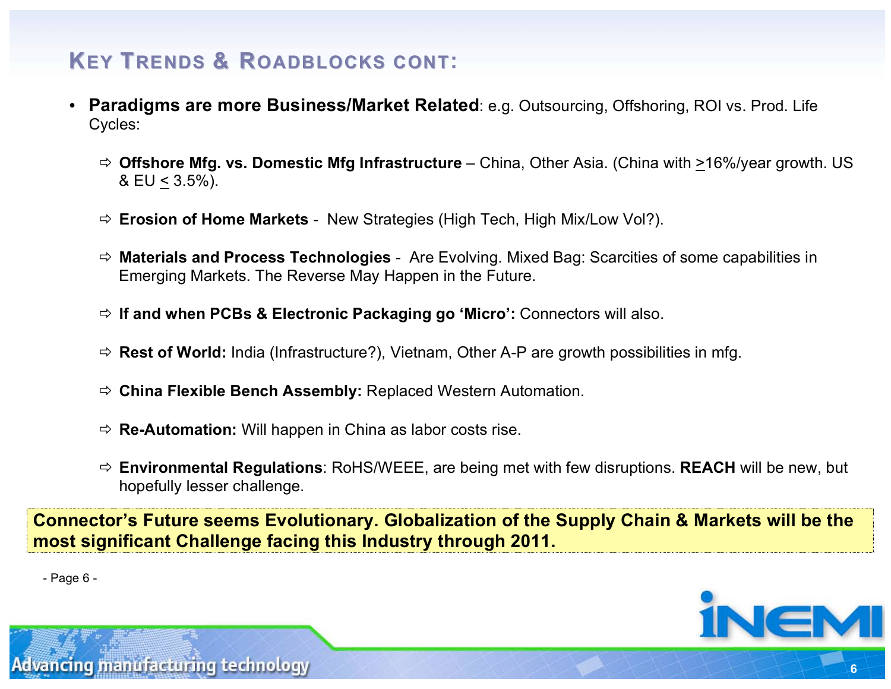## KEY TRENDS & ROADBLOCKS CONT:

- **Paradigms are more Business/Market Related**: e.g. Outsourcing, Offshoring, ROI vs. Prod. Life Cycles:
  - ⇨ **Offshore Mfg. vs. Domestic Mfg Infrastructure** – China, Other Asia. (China with ≥16%/year growth. US & EU ≤ 3.5%).
  - ⇨ **Erosion of Home Markets** - New Strategies (High Tech, High Mix/Low Vol?).
  - ⇨ **Materials and Process Technologies** - Are Evolving. Mixed Bag: Scarcities of some capabilities in Emerging Markets. The Reverse May Happen in the Future.
  - ⇨ **If and when PCBs & Electronic Packaging go 'Micro':** Connectors will also.
  - ⇨ **Rest of World:** India (Infrastructure?), Vietnam, Other A-P are growth possibilities in mfg.
  - ⇨ **China Flexible Bench Assembly:** Replaced Western Automation.
  - ⇨ **Re-Automation:** Will happen in China as labor costs rise.
  - ⇨ **Environmental Regulations**: RoHS/WEEE, are being met with few disruptions. **REACH** will be new, but hopefully lesser challenge.

**Connector's Future seems Evolutionary. Globalization of the Supply Chain & Markets will be the most significant Challenge facing this Industry through 2011.**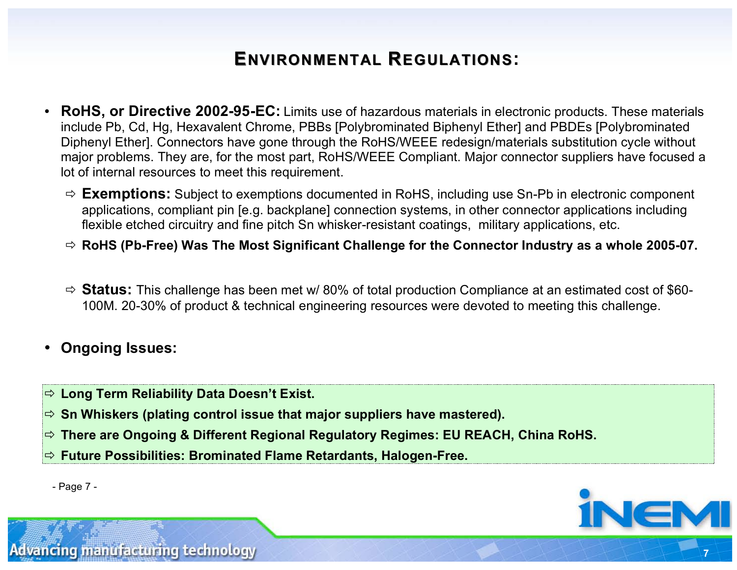# ENVIRONMENTAL REGULATIONS:

- **RoHS, or Directive 2002-95-EC:** Limits use of hazardous materials in electronic products. These materials include Pb, Cd, Hg, Hexavalent Chrome, PBBs [Polybrominated Biphenyl Ether] and PBDEs [Polybrominated Diphenyl Ether]. Connectors have gone through the RoHS/WEEE redesign/materials substitution cycle without major problems. They are, for the most part, RoHS/WEEE Compliant. Major connector suppliers have focused a lot of internal resources to meet this requirement.
  - ⇨ **Exemptions:** Subject to exemptions documented in RoHS, including use Sn-Pb in electronic component applications, compliant pin [e.g. backplane] connection systems, in other connector applications including flexible etched circuitry and fine pitch Sn whisker-resistant coatings, military applications, etc.
  - ⇨ **RoHS (Pb-Free) Was The Most Significant Challenge for the Connector Industry as a whole 2005-07.**
  - ⇨ **Status:** This challenge has been met w/ 80% of total production Compliance at an estimated cost of $60-100M. 20-30% of product & technical engineering resources were devoted to meeting this challenge.

- **Ongoing Issues:**

⇨ **Long Term Reliability Data Doesn't Exist.**

⇨ **Sn Whiskers (plating control issue that major suppliers have mastered).**

⇨ **There are Ongoing & Different Regional Regulatory Regimes: EU REACH, China RoHS.**

⇨ **Future Possibilities: Brominated Flame Retardants, Halogen-Free.**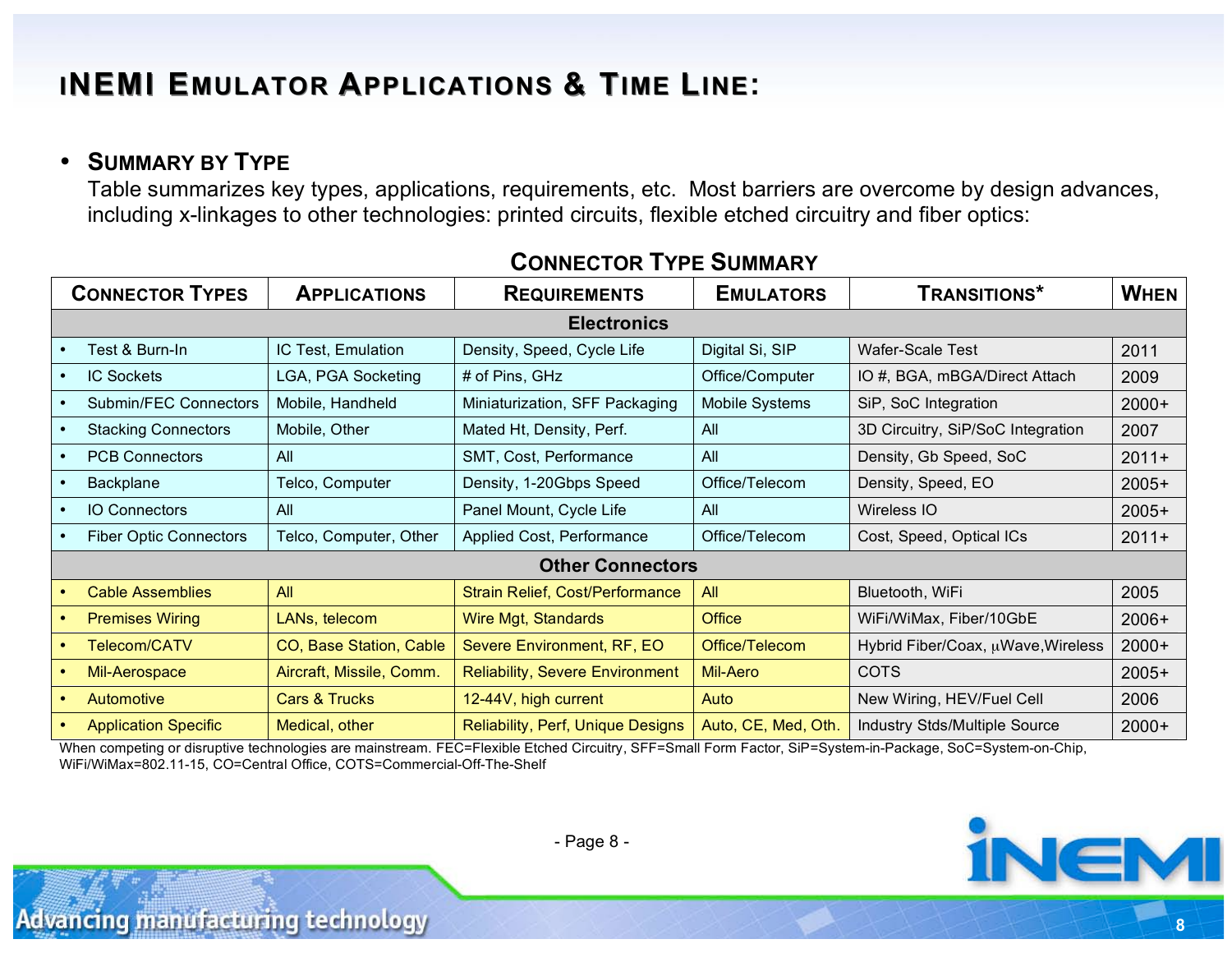# iNEMI Emulator Applications & Time Line:

- **Summary by Type**
  Table summarizes key types, applications, requirements, etc. Most barriers are overcome by design advances, including x-linkages to other technologies: printed circuits, flexible etched circuitry and fiber optics:

**Connector Type Summary**

| Connector Types | Applications | Requirements | Emulators | Transitions* | When |
|---|---|---|---|---|---|
| **Electronics** | | | | | |
| • Test & Burn-In | IC Test, Emulation | Density, Speed, Cycle Life | Digital Si, SIP | Wafer-Scale Test | 2011 |
| • IC Sockets | LGA, PGA Socketing | # of Pins, GHz | Office/Computer | IO #, BGA, mBGA/Direct Attach | 2009 |
| • Submin/FEC Connectors | Mobile, Handheld | Miniaturization, SFF Packaging | Mobile Systems | SiP, SoC Integration | 2000+ |
| • Stacking Connectors | Mobile, Other | Mated Ht, Density, Perf. | All | 3D Circuitry, SiP/SoC Integration | 2007 |
| • PCB Connectors | All | SMT, Cost, Performance | All | Density, Gb Speed, SoC | 2011+ |
| • Backplane | Telco, Computer | Density, 1-20Gbps Speed | Office/Telecom | Density, Speed, EO | 2005+ |
| • IO Connectors | All | Panel Mount, Cycle Life | All | Wireless IO | 2005+ |
| • Fiber Optic Connectors | Telco, Computer, Other | Applied Cost, Performance | Office/Telecom | Cost, Speed, Optical ICs | 2011+ |
| **Other Connectors** | | | | | |
| • Cable Assemblies | All | Strain Relief, Cost/Performance | All | Bluetooth, WiFi | 2005 |
| • Premises Wiring | LANs, telecom | Wire Mgt, Standards | Office | WiFi/WiMax, Fiber/10GbE | 2006+ |
| • Telecom/CATV | CO, Base Station, Cable | Severe Environment, RF, EO | Office/Telecom | Hybrid Fiber/Coax, μWave,Wireless | 2000+ |
| • Mil-Aerospace | Aircraft, Missile, Comm. | Reliability, Severe Environment | Mil-Aero | COTS | 2005+ |
| • Automotive | Cars & Trucks | 12-44V, high current | Auto | New Wiring, HEV/Fuel Cell | 2006 |
| • Application Specific | Medical, other | Reliability, Perf, Unique Designs | Auto, CE, Med, Oth. | Industry Stds/Multiple Source | 2000+ |

When competing or disruptive technologies are mainstream. FEC=Flexible Etched Circuitry, SFF=Small Form Factor, SiP=System-in-Package, SoC=System-on-Chip, WiFi/WiMax=802.11-15, CO=Central Office, COTS=Commercial-Off-The-Shelf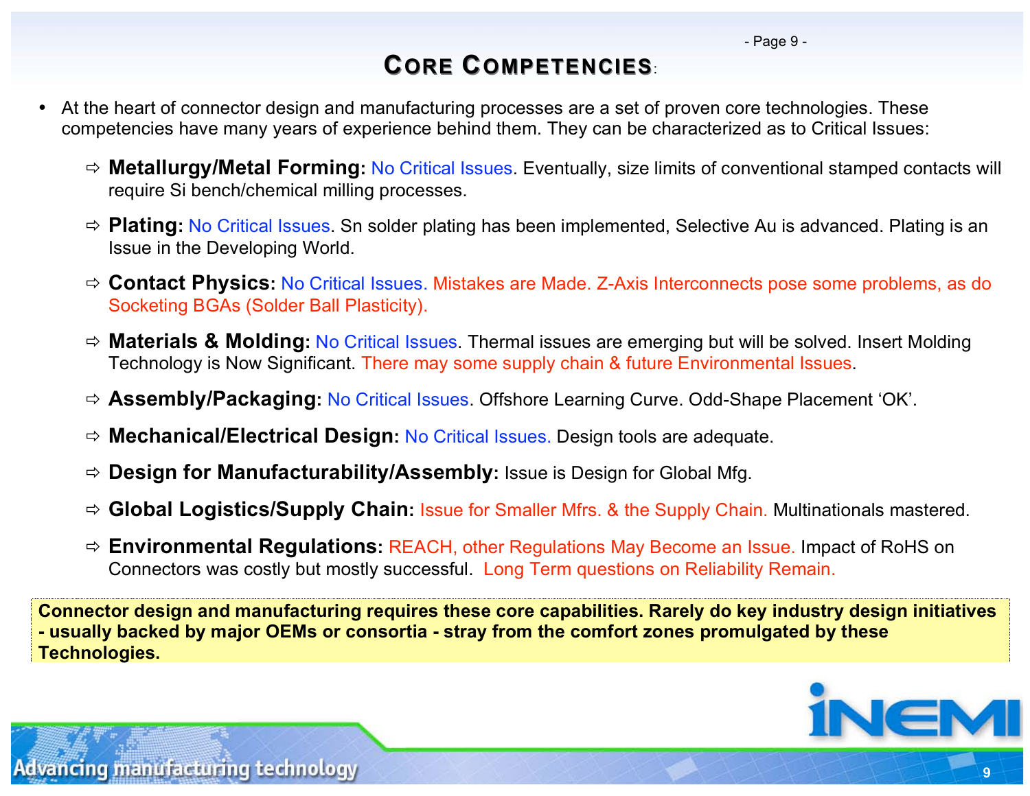# Core Competencies:

- At the heart of connector design and manufacturing processes are a set of proven core technologies. These competencies have many years of experience behind them. They can be characterized as to Critical Issues:
  - ⇨ **Metallurgy/Metal Forming:** No Critical Issues. Eventually, size limits of conventional stamped contacts will require Si bench/chemical milling processes.
  - ⇨ **Plating:** No Critical Issues. Sn solder plating has been implemented, Selective Au is advanced. Plating is an Issue in the Developing World.
  - ⇨ **Contact Physics:** No Critical Issues. Mistakes are Made. Z-Axis Interconnects pose some problems, as do Socketing BGAs (Solder Ball Plasticity).
  - ⇨ **Materials & Molding:** No Critical Issues. Thermal issues are emerging but will be solved. Insert Molding Technology is Now Significant. There may some supply chain & future Environmental Issues.
  - ⇨ **Assembly/Packaging:** No Critical Issues. Offshore Learning Curve. Odd-Shape Placement 'OK'.
  - ⇨ **Mechanical/Electrical Design:** No Critical Issues. Design tools are adequate.
  - ⇨ **Design for Manufacturability/Assembly:** Issue is Design for Global Mfg.
  - ⇨ **Global Logistics/Supply Chain:** Issue for Smaller Mfrs. & the Supply Chain. Multinationals mastered.
  - ⇨ **Environmental Regulations:** REACH, other Regulations May Become an Issue. Impact of RoHS on Connectors was costly but mostly successful. Long Term questions on Reliability Remain.

**Connector design and manufacturing requires these core capabilities. Rarely do key industry design initiatives - usually backed by major OEMs or consortia - stray from the comfort zones promulgated by these Technologies.**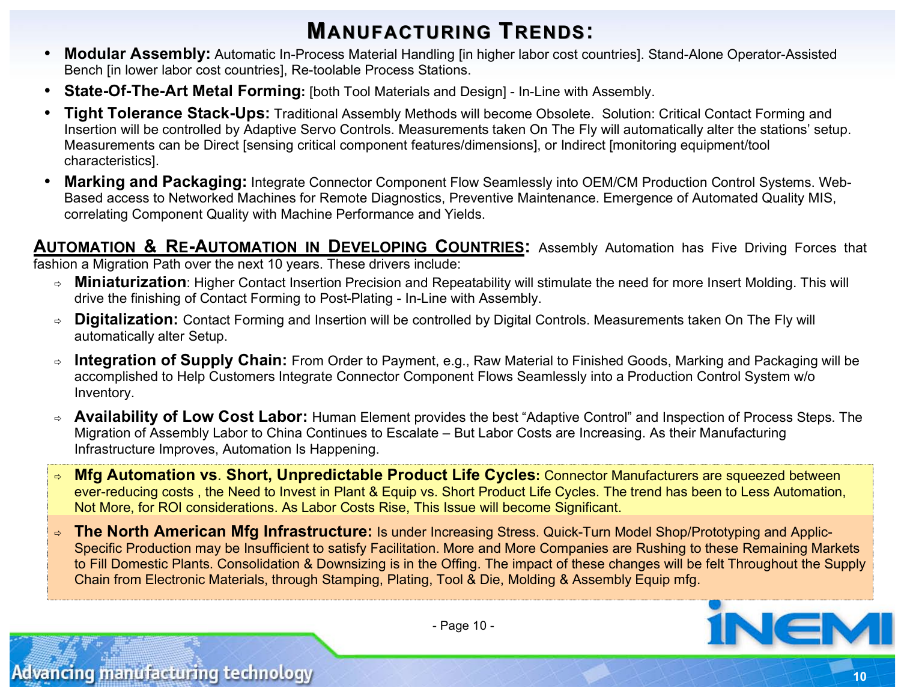# MANUFACTURING TRENDS:

- **Modular Assembly:** Automatic In-Process Material Handling [in higher labor cost countries]. Stand-Alone Operator-Assisted Bench [in lower labor cost countries], Re-toolable Process Stations.
- **State-Of-The-Art Metal Forming:** [both Tool Materials and Design] - In-Line with Assembly.
- **Tight Tolerance Stack-Ups:** Traditional Assembly Methods will become Obsolete. Solution: Critical Contact Forming and Insertion will be controlled by Adaptive Servo Controls. Measurements taken On The Fly will automatically alter the stations' setup. Measurements can be Direct [sensing critical component features/dimensions], or Indirect [monitoring equipment/tool characteristics].
- **Marking and Packaging:** Integrate Connector Component Flow Seamlessly into OEM/CM Production Control Systems. Web-Based access to Networked Machines for Remote Diagnostics, Preventive Maintenance. Emergence of Automated Quality MIS, correlating Component Quality with Machine Performance and Yields.

**AUTOMATION & RE-AUTOMATION IN DEVELOPING COUNTRIES:** Assembly Automation has Five Driving Forces that fashion a Migration Path over the next 10 years. These drivers include:

- **Miniaturization**: Higher Contact Insertion Precision and Repeatability will stimulate the need for more Insert Molding. This will drive the finishing of Contact Forming to Post-Plating - In-Line with Assembly.
- **Digitalization:** Contact Forming and Insertion will be controlled by Digital Controls. Measurements taken On The Fly will automatically alter Setup.
- **Integration of Supply Chain:** From Order to Payment, e.g., Raw Material to Finished Goods, Marking and Packaging will be accomplished to Help Customers Integrate Connector Component Flows Seamlessly into a Production Control System w/o Inventory.
- **Availability of Low Cost Labor:** Human Element provides the best "Adaptive Control" and Inspection of Process Steps. The Migration of Assembly Labor to China Continues to Escalate – But Labor Costs are Increasing. As their Manufacturing Infrastructure Improves, Automation Is Happening.
- **Mfg Automation vs. Short, Unpredictable Product Life Cycles:** Connector Manufacturers are squeezed between ever-reducing costs , the Need to Invest in Plant & Equip vs. Short Product Life Cycles. The trend has been to Less Automation, Not More, for ROI considerations. As Labor Costs Rise, This Issue will become Significant.
- **The North American Mfg Infrastructure:** Is under Increasing Stress. Quick-Turn Model Shop/Prototyping and Applic-Specific Production may be Insufficient to satisfy Facilitation. More and More Companies are Rushing to these Remaining Markets to Fill Domestic Plants. Consolidation & Downsizing is in the Offing. The impact of these changes will be felt Throughout the Supply Chain from Electronic Materials, through Stamping, Plating, Tool & Die, Molding & Assembly Equip mfg.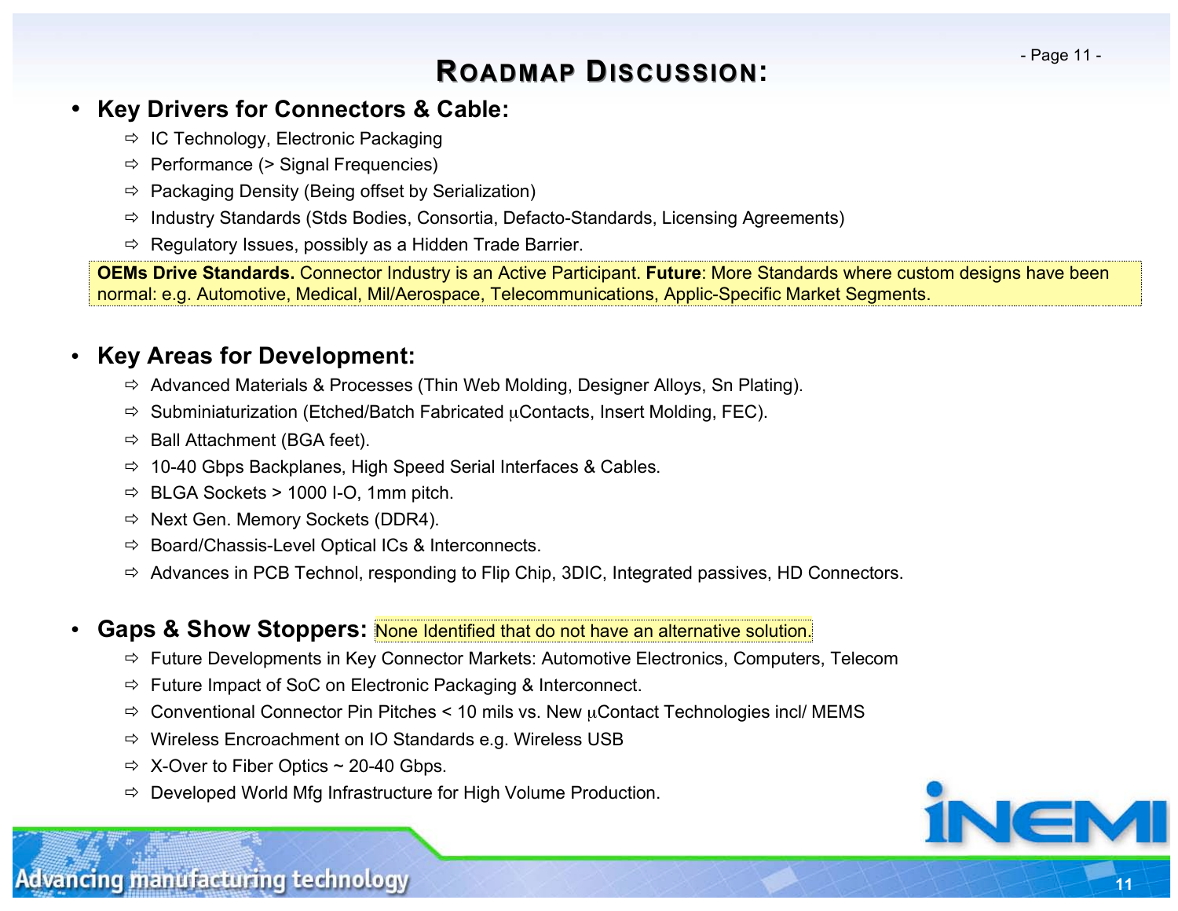# ROADMAP DISCUSSION:

- **Key Drivers for Connectors & Cable:**
  - ⇨ IC Technology, Electronic Packaging
  - ⇨ Performance (> Signal Frequencies)
  - ⇨ Packaging Density (Being offset by Serialization)
  - ⇨ Industry Standards (Stds Bodies, Consortia, Defacto-Standards, Licensing Agreements)
  - ⇨ Regulatory Issues, possibly as a Hidden Trade Barrier.

**OEMs Drive Standards.** Connector Industry is an Active Participant. **Future**: More Standards where custom designs have been normal: e.g. Automotive, Medical, Mil/Aerospace, Telecommunications, Applic-Specific Market Segments.

- **Key Areas for Development:**
  - ⇨ Advanced Materials & Processes (Thin Web Molding, Designer Alloys, Sn Plating).
  - ⇨ Subminiaturization (Etched/Batch Fabricated μContacts, Insert Molding, FEC).
  - ⇨ Ball Attachment (BGA feet).
  - ⇨ 10-40 Gbps Backplanes, High Speed Serial Interfaces & Cables.
  - ⇨ BLGA Sockets > 1000 I-O, 1mm pitch.
  - ⇨ Next Gen. Memory Sockets (DDR4).
  - ⇨ Board/Chassis-Level Optical ICs & Interconnects.
  - ⇨ Advances in PCB Technol, responding to Flip Chip, 3DIC, Integrated passives, HD Connectors.

- **Gaps & Show Stoppers:** None Identified that do not have an alternative solution.
  - ⇨ Future Developments in Key Connector Markets: Automotive Electronics, Computers, Telecom
  - ⇨ Future Impact of SoC on Electronic Packaging & Interconnect.
  - ⇨ Conventional Connector Pin Pitches < 10 mils vs. New μContact Technologies incl/ MEMS
  - ⇨ Wireless Encroachment on IO Standards e.g. Wireless USB
  - ⇨ X-Over to Fiber Optics ~ 20-40 Gbps.
  - ⇨ Developed World Mfg Infrastructure for High Volume Production.